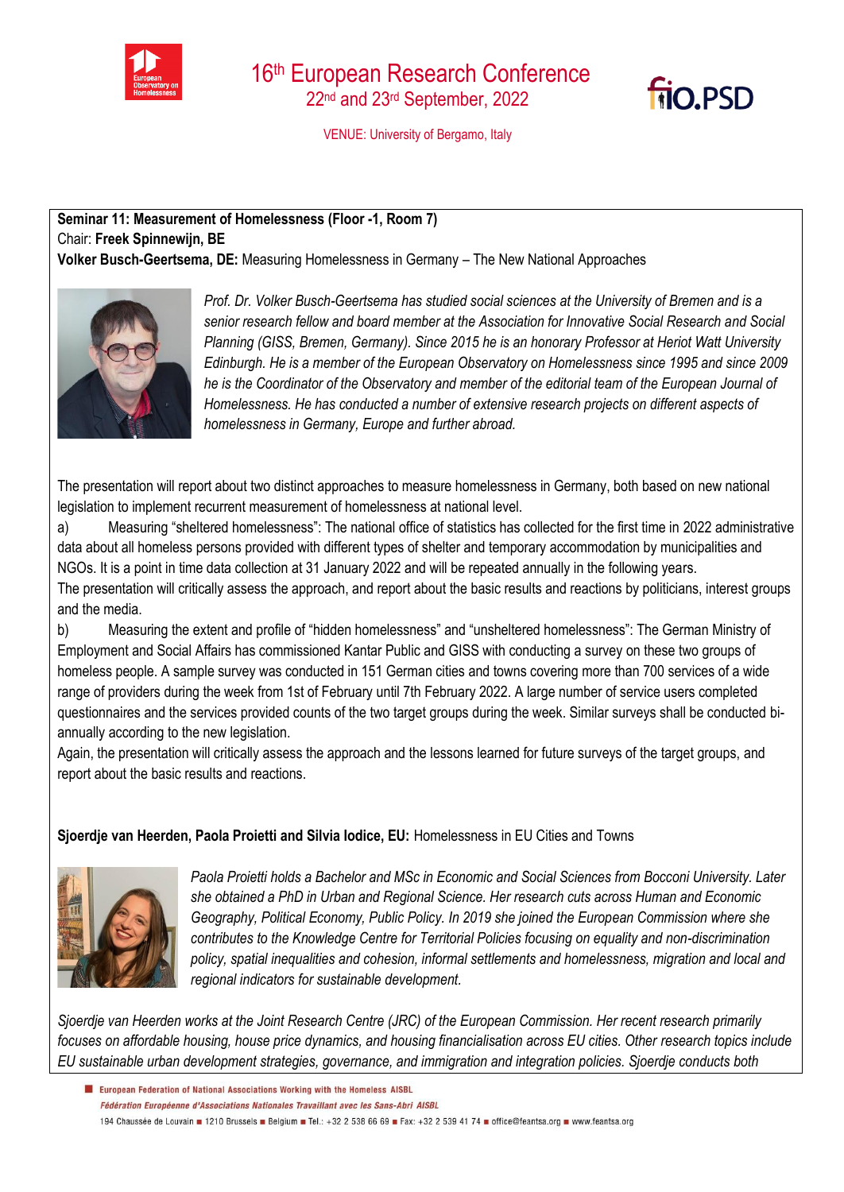# 16th European Research Conference

22nd and 23rd September, 2022

VENUE: University of Bergamo, Italy

**Seminar 11: Measurement of Homelessness (Floor -1, Room 7)**
Chair: **Freek Spinnewijn, BE**
**Volker Busch-Geertsema, DE:** Measuring Homelessness in Germany – The New National Approaches

*Prof. Dr. Volker Busch-Geertsema has studied social sciences at the University of Bremen and is a senior research fellow and board member at the Association for Innovative Social Research and Social Planning (GISS, Bremen, Germany). Since 2015 he is an honorary Professor at Heriot Watt University Edinburgh. He is a member of the European Observatory on Homelessness since 1995 and since 2009 he is the Coordinator of the Observatory and member of the editorial team of the European Journal of Homelessness. He has conducted a number of extensive research projects on different aspects of homelessness in Germany, Europe and further abroad.*

The presentation will report about two distinct approaches to measure homelessness in Germany, both based on new national legislation to implement recurrent measurement of homelessness at national level.

a) Measuring "sheltered homelessness": The national office of statistics has collected for the first time in 2022 administrative data about all homeless persons provided with different types of shelter and temporary accommodation by municipalities and NGOs. It is a point in time data collection at 31 January 2022 and will be repeated annually in the following years.
The presentation will critically assess the approach, and report about the basic results and reactions by politicians, interest groups and the media.

b) Measuring the extent and profile of "hidden homelessness" and "unsheltered homelessness": The German Ministry of Employment and Social Affairs has commissioned Kantar Public and GISS with conducting a survey on these two groups of homeless people. A sample survey was conducted in 151 German cities and towns covering more than 700 services of a wide range of providers during the week from 1st of February until 7th February 2022. A large number of service users completed questionnaires and the services provided counts of the two target groups during the week. Similar surveys shall be conducted bi-annually according to the new legislation.
Again, the presentation will critically assess the approach and the lessons learned for future surveys of the target groups, and report about the basic results and reactions.

**Sjoerdje van Heerden, Paola Proietti and Silvia Iodice, EU:** Homelessness in EU Cities and Towns

*Paola Proietti holds a Bachelor and MSc in Economic and Social Sciences from Bocconi University. Later she obtained a PhD in Urban and Regional Science. Her research cuts across Human and Economic Geography, Political Economy, Public Policy. In 2019 she joined the European Commission where she contributes to the Knowledge Centre for Territorial Policies focusing on equality and non-discrimination policy, spatial inequalities and cohesion, informal settlements and homelessness, migration and local and regional indicators for sustainable development.*

*Sjoerdje van Heerden works at the Joint Research Centre (JRC) of the European Commission. Her recent research primarily focuses on affordable housing, house price dynamics, and housing financialisation across EU cities. Other research topics include EU sustainable urban development strategies, governance, and immigration and integration policies. Sjoerdje conducts both*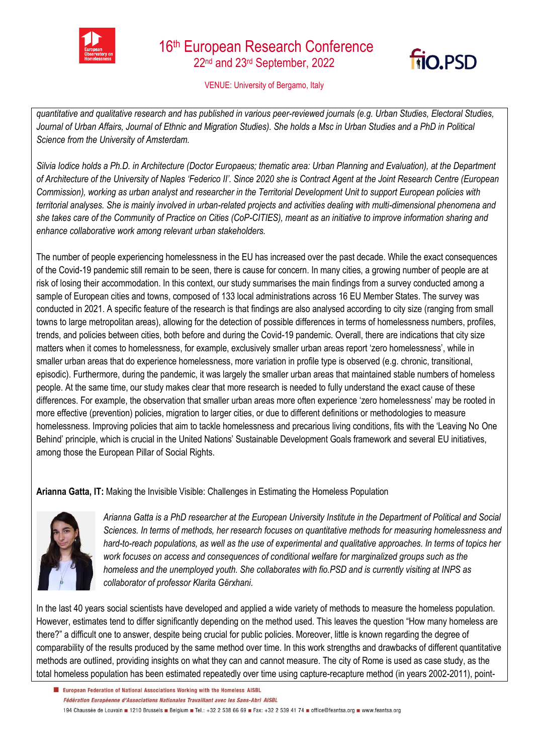*quantitative and qualitative research and has published in various peer-reviewed journals (e.g. Urban Studies, Electoral Studies, Journal of Urban Affairs, Journal of Ethnic and Migration Studies). She holds a Msc in Urban Studies and a PhD in Political Science from the University of Amsterdam.*

*Silvia Iodice holds a Ph.D. in Architecture (Doctor Europaeus; thematic area: Urban Planning and Evaluation), at the Department of Architecture of the University of Naples 'Federico II'. Since 2020 she is Contract Agent at the Joint Research Centre (European Commission), working as urban analyst and researcher in the Territorial Development Unit to support European policies with territorial analyses. She is mainly involved in urban-related projects and activities dealing with multi-dimensional phenomena and she takes care of the Community of Practice on Cities (CoP-CITIES), meant as an initiative to improve information sharing and enhance collaborative work among relevant urban stakeholders.*

The number of people experiencing homelessness in the EU has increased over the past decade. While the exact consequences of the Covid-19 pandemic still remain to be seen, there is cause for concern. In many cities, a growing number of people are at risk of losing their accommodation. In this context, our study summarises the main findings from a survey conducted among a sample of European cities and towns, composed of 133 local administrations across 16 EU Member States. The survey was conducted in 2021. A specific feature of the research is that findings are also analysed according to city size (ranging from small towns to large metropolitan areas), allowing for the detection of possible differences in terms of homelessness numbers, profiles, trends, and policies between cities, both before and during the Covid-19 pandemic. Overall, there are indications that city size matters when it comes to homelessness, for example, exclusively smaller urban areas report 'zero homelessness', while in smaller urban areas that do experience homelessness, more variation in profile type is observed (e.g. chronic, transitional, episodic). Furthermore, during the pandemic, it was largely the smaller urban areas that maintained stable numbers of homeless people. At the same time, our study makes clear that more research is needed to fully understand the exact cause of these differences. For example, the observation that smaller urban areas more often experience 'zero homelessness' may be rooted in more effective (prevention) policies, migration to larger cities, or due to different definitions or methodologies to measure homelessness. Improving policies that aim to tackle homelessness and precarious living conditions, fits with the 'Leaving No One Behind' principle, which is crucial in the United Nations' Sustainable Development Goals framework and several EU initiatives, among those the European Pillar of Social Rights.

**Arianna Gatta, IT:** Making the Invisible Visible: Challenges in Estimating the Homeless Population

*Arianna Gatta is a PhD researcher at the European University Institute in the Department of Political and Social Sciences. In terms of methods, her research focuses on quantitative methods for measuring homelessness and hard-to-reach populations, as well as the use of experimental and qualitative approaches. In terms of topics her work focuses on access and consequences of conditional welfare for marginalized groups such as the homeless and the unemployed youth. She collaborates with fio.PSD and is currently visiting at INPS as collaborator of professor Klarita Gërxhani.*

In the last 40 years social scientists have developed and applied a wide variety of methods to measure the homeless population. However, estimates tend to differ significantly depending on the method used. This leaves the question "How many homeless are there?" a difficult one to answer, despite being crucial for public policies. Moreover, little is known regarding the degree of comparability of the results produced by the same method over time. In this work strengths and drawbacks of different quantitative methods are outlined, providing insights on what they can and cannot measure. The city of Rome is used as case study, as the total homeless population has been estimated repeatedly over time using capture-recapture method (in years 2002-2011), point-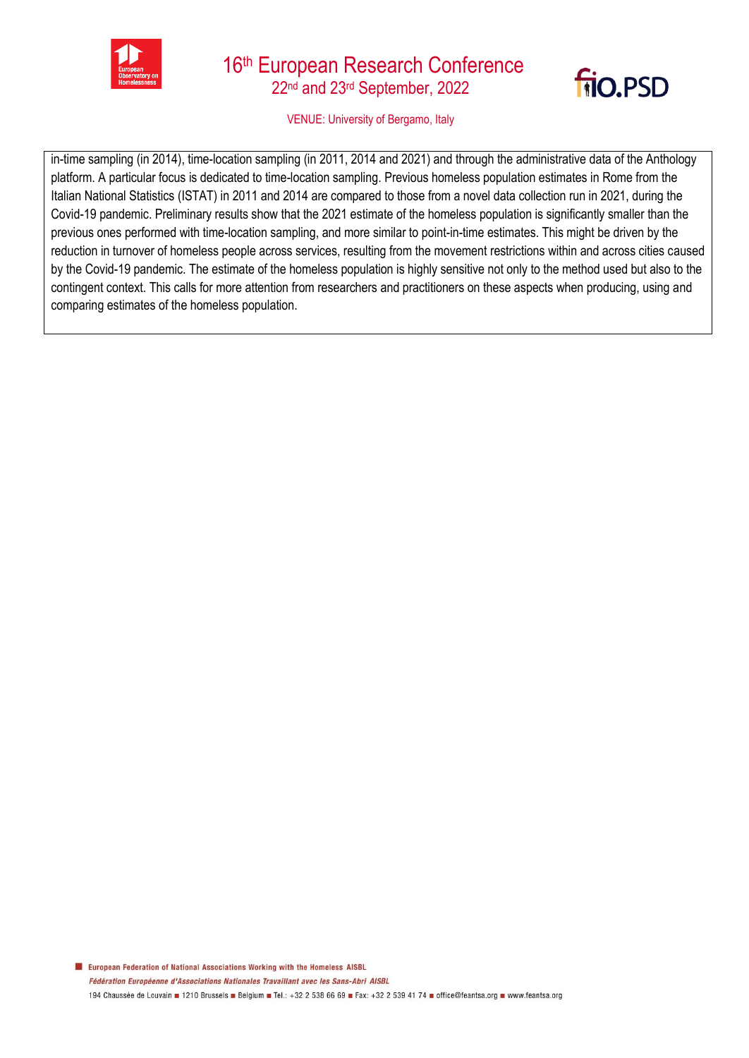in-time sampling (in 2014), time-location sampling (in 2011, 2014 and 2021) and through the administrative data of the Anthology platform. A particular focus is dedicated to time-location sampling. Previous homeless population estimates in Rome from the Italian National Statistics (ISTAT) in 2011 and 2014 are compared to those from a novel data collection run in 2021, during the Covid-19 pandemic. Preliminary results show that the 2021 estimate of the homeless population is significantly smaller than the previous ones performed with time-location sampling, and more similar to point-in-time estimates. This might be driven by the reduction in turnover of homeless people across services, resulting from the movement restrictions within and across cities caused by the Covid-19 pandemic. The estimate of the homeless population is highly sensitive not only to the method used but also to the contingent context. This calls for more attention from researchers and practitioners on these aspects when producing, using and comparing estimates of the homeless population.